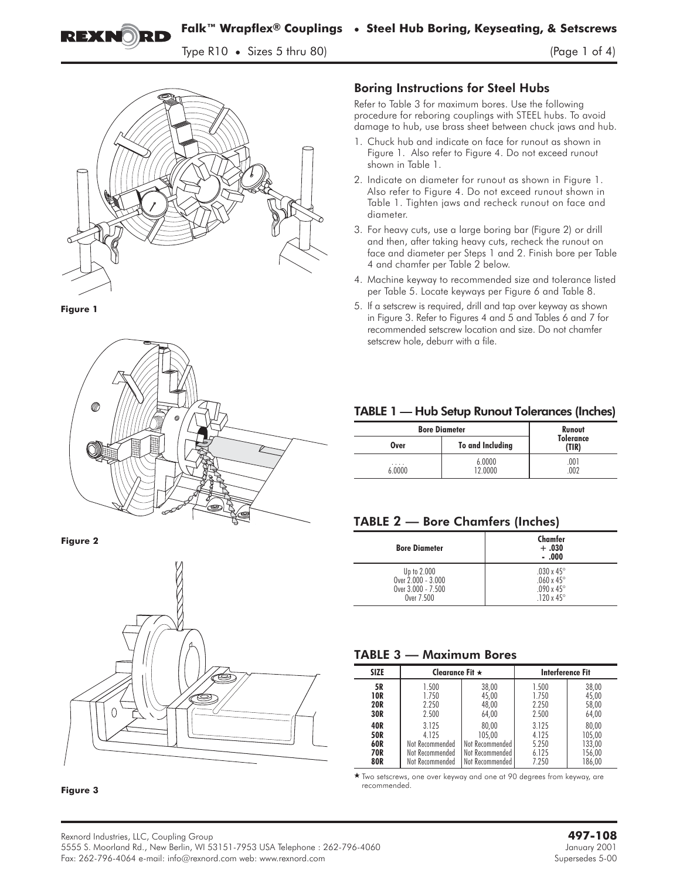# Falk™ Wrapflex® Couplings • Steel Hub Boring, Keyseating, & Setscrews

Type R10 • Sizes 5 thru 80)

Figure 1

Figure 2

Figure 3

## Boring Instructions for Steel Hubs

Refer to Table 3 for maximum bores. Use the following procedure for reboring couplings with STEEL hubs. To avoid damage to hub, use brass sheet between chuck jaws and hub.

1. Chuck hub and indicate on face for runout as shown in Figure 1. Also refer to Figure 4. Do not exceed runout shown in Table 1.
2. Indicate on diameter for runout as shown in Figure 1. Also refer to Figure 4. Do not exceed runout shown in Table 1. Tighten jaws and recheck runout on face and diameter.
3. For heavy cuts, use a large boring bar (Figure 2) or drill and then, after taking heavy cuts, recheck the runout on face and diameter per Steps 1 and 2. Finish bore per Table 4 and chamfer per Table 2 below.
4. Machine keyway to recommended size and tolerance listed per Table 5. Locate keyways per Figure 6 and Table 8.
5. If a setscrew is required, drill and tap over keyway as shown in Figure 3. Refer to Figures 4 and 5 and Tables 6 and 7 for recommended setscrew location and size. Do not chamfer setscrew hole, deburr with a file.

### TABLE 1 — Hub Setup Runout Tolerances (Inches)

| Bore Diameter | | Runout Tolerance (TIR) |
|---|---|---|
| Over | To and Including | |
| .... | 6.0000 | .001 |
| 6.0000 | 12.0000 | .002 |

### TABLE 2 — Bore Chamfers (Inches)

| Bore Diameter | Chamfer +.030 -.000 |
|---|---|
| Up to 2.000 | .030 x 45° |
| Over 2.000 - 3.000 | .060 x 45° |
| Over 3.000 - 7.500 | .090 x 45° |
| Over 7.500 | .120 x 45° |

### TABLE 3 — Maximum Bores

| SIZE | Clearance Fit ★ | | Interference Fit | |
|---|---|---|---|---|
| 5R | 1.500 | 38,00 | 1.500 | 38,00 |
| 10R | 1.750 | 45,00 | 1.750 | 45,00 |
| 20R | 2.250 | 48,00 | 2.250 | 58,00 |
| 30R | 2.500 | 64,00 | 2.500 | 64,00 |
| 40R | 3.125 | 80,00 | 3.125 | 80,00 |
| 50R | 4.125 | 105,00 | 4.125 | 105,00 |
| 60R | Not Recommended | Not Recommended | 5.250 | 133,00 |
| 70R | Not Recommended | Not Recommended | 6.125 | 156,00 |
| 80R | Not Recommended | Not Recommended | 7.250 | 186,00 |

★ Two setscrews, one over keyway and one at 90 degrees from keyway, are recommended.

Rexnord Industries, LLC, Coupling Group
5555 S. Moorland Rd., New Berlin, WI 53151-7953 USA Telephone : 262-796-4060
Fax: 262-796-4064 e-mail: info@rexnord.com web: www.rexnord.com

**497-108**
January 2001
Supersedes 5-00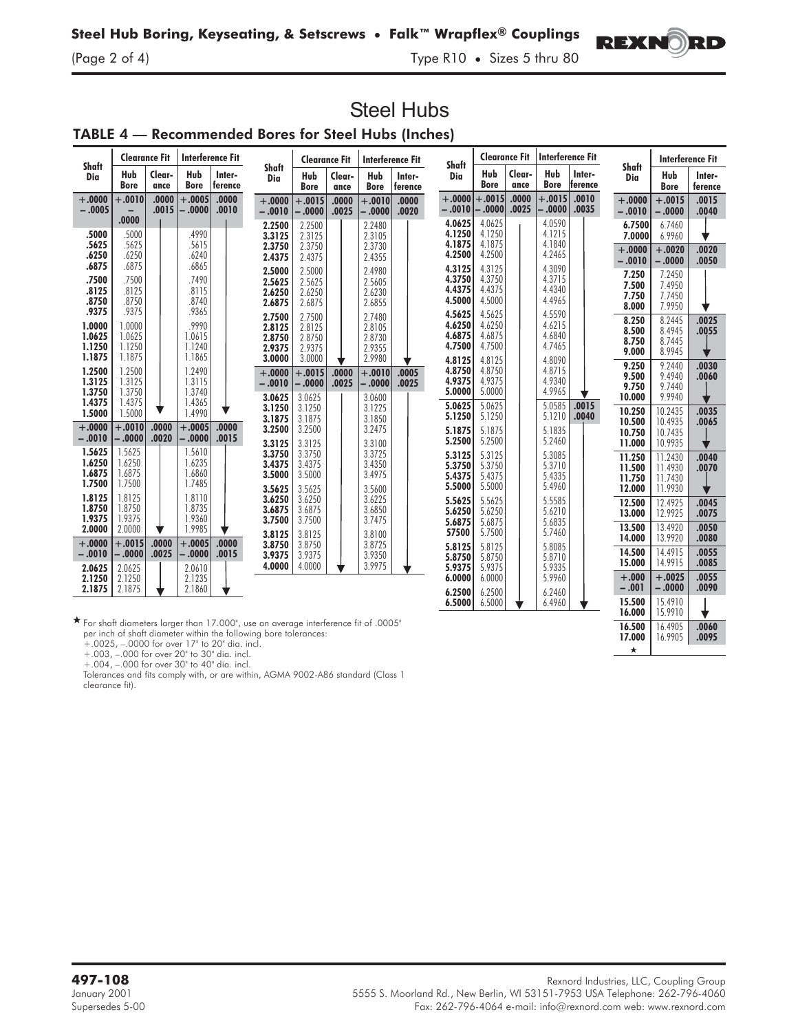# Steel Hubs

## TABLE 4 — Recommended Bores for Steel Hubs (Inches)

| Shaft Dia | Clearance Fit | | Interference Fit | |
|---|---|---|---|---|
| | Hub Bore | Clearance | Hub Bore | Interference |
| +.0000 −.0005 | +.0010 −.0000 | .0000 .0015 | +.0005 −.0000 | .0000 .0010 |
| .5000 | .5000 | | .4990 | |
| .5625 | .5625 | | .5615 | |
| .6250 | .6250 | | .6240 | |
| .6875 | .6875 | | .6865 | |
| .7500 | .7500 | | .7490 | |
| .8125 | .8125 | | .8115 | |
| .8750 | .8750 | | .8740 | |
| .9375 | .9375 | | .9365 | |
| 1.0000 | 1.0000 | | .9990 | |
| 1.0625 | 1.0625 | | 1.0615 | |
| 1.1250 | 1.1250 | | 1.1240 | |
| 1.1875 | 1.1875 | | 1.1865 | |
| 1.2500 | 1.2500 | | 1.2490 | |
| 1.3125 | 1.3125 | | 1.3115 | |
| 1.3750 | 1.3750 | | 1.3740 | |
| 1.4375 | 1.4375 | | 1.4365 | |
| 1.5000 | 1.5000 | | 1.4990 | |
| +.0000 −.0010 | +.0010 −.0000 | .0000 .0020 | +.0005 −.0000 | .0000 .0015 |
| 1.5625 | 1.5625 | | 1.5610 | |
| 1.6250 | 1.6250 | | 1.6235 | |
| 1.6875 | 1.6875 | | 1.6860 | |
| 1.7500 | 1.7500 | | 1.7485 | |
| 1.8125 | 1.8125 | | 1.8110 | |
| 1.8750 | 1.8750 | | 1.8735 | |
| 1.9375 | 1.9375 | | 1.9360 | |
| 2.0000 | 2.0000 | | 1.9985 | |
| +.0000 −.0010 | +.0015 −.0000 | .0000 .0025 | +.0005 −.0000 | .0000 .0015 |
| 2.0625 | 2.0625 | | 2.0610 | |
| 2.1250 | 2.1250 | | 2.1235 | |
| 2.1875 | 2.1875 | | 2.1860 | |
| +.0000 −.0010 | +.0015 −.0000 | .0000 .0025 | +.0010 −.0000 | .0000 .0020 |
| 2.2500 | 2.2500 | | 2.2480 | |
| 3.3125 | 2.3125 | | 2.3105 | |
| 2.3750 | 2.3750 | | 2.3730 | |
| 2.4375 | 2.4375 | | 2.4355 | |
| 2.5000 | 2.5000 | | 2.4980 | |
| 2.5625 | 2.5625 | | 2.5605 | |
| 2.6250 | 2.6250 | | 2.6230 | |
| 2.6875 | 2.6875 | | 2.6855 | |
| 2.7500 | 2.7500 | | 2.7480 | |
| 2.8125 | 2.8125 | | 2.8105 | |
| 2.8750 | 2.8750 | | 2.8730 | |
| 2.9375 | 2.9375 | | 2.9355 | |
| 3.0000 | 3.0000 | | 2.9980 | |
| +.0000 −.0010 | +.0015 −.0000 | .0000 .0025 | +.0010 −.0000 | .0005 .0025 |
| 3.0625 | 3.0625 | | 3.0600 | |
| 3.1250 | 3.1250 | | 3.1225 | |
| 3.1875 | 3.1875 | | 3.1850 | |
| 3.2500 | 3.2500 | | 3.2475 | |
| 3.3125 | 3.3125 | | 3.3100 | |
| 3.3750 | 3.3750 | | 3.3725 | |
| 3.4375 | 3.4375 | | 3.4350 | |
| 3.5000 | 3.5000 | | 3.4975 | |
| 3.5625 | 3.5625 | | 3.5600 | |
| 3.6250 | 3.6250 | | 3.6225 | |
| 3.6875 | 3.6875 | | 3.6850 | |
| 3.7500 | 3.7500 | | 3.7475 | |
| 3.8125 | 3.8125 | | 3.8100 | |
| 3.8750 | 3.8750 | | 3.8725 | |
| 3.9375 | 3.9375 | | 3.9350 | |
| 4.0000 | 4.0000 | | 3.9975 | |
| +.0000 −.0010 | +.0015 −.0000 | .0000 .0025 | +.0015 −.0000 | .0010 .0035 |
| 4.0625 | 4.0625 | | 4.0590 | |
| 4.1250 | 4.1250 | | 4.1215 | |
| 4.1875 | 4.1875 | | 4.1840 | |
| 4.2500 | 4.2500 | | 4.2465 | |
| 4.3125 | 4.3125 | | 4.3090 | |
| 4.3750 | 4.3750 | | 4.3715 | |
| 4.4375 | 4.4375 | | 4.4340 | |
| 4.5000 | 4.5000 | | 4.4965 | |
| 4.5625 | 4.5625 | | 4.5590 | |
| 4.6250 | 4.6250 | | 4.6215 | |
| 4.6875 | 4.6875 | | 4.6840 | |
| 4.7500 | 4.7500 | | 4.7465 | |
| 4.8125 | 4.8125 | | 4.8090 | |
| 4.8750 | 4.8750 | | 4.8715 | |
| 4.9375 | 4.9375 | | 4.9340 | |
| 5.0000 | 5.0000 | | 4.9965 | |
| 5.0625 | 5.0625 | | 5.0585 | .0015 .0040 |
| 5.1250 | 5.1250 | | 5.1210 | |
| 5.1875 | 5.1875 | | 5.1835 | |
| 5.2500 | 5.2500 | | 5.2460 | |
| 5.3125 | 5.3125 | | 5.3085 | |
| 5.3750 | 5.3750 | | 5.3710 | |
| 5.4375 | 5.4375 | | 5.4335 | |
| 5.5000 | 5.5000 | | 5.4960 | |
| 5.5625 | 5.5625 | | 5.5585 | |
| 5.6250 | 5.6250 | | 5.6210 | |
| 5.6875 | 5.6875 | | 5.6835 | |
| 57500 | 5.7500 | | 5.7460 | |
| 5.8125 | 5.8125 | | 5.8085 | |
| 5.8750 | 5.8750 | | 5.8710 | |
| 5.9375 | 5.9375 | | 5.9335 | |
| 6.0000 | 6.0000 | | 5.9960 | |
| 6.2500 | 6.2500 | | 6.2460 | |
| 6.5000 | 6.5000 | | 6.4960 | |

| Shaft Dia | Interference Fit | |
|---|---|---|
| | Hub Bore | Interference |
| +.0000 −.0010 | +.0015 −.0000 | .0015 .0040 |
| 6.7500 | 6.7460 | |
| 7.0000 | 6.9960 | |
| +.0000 −.0010 | +.0020 −.0000 | .0020 .0050 |
| 7.250 | 7.2450 | |
| 7.500 | 7.4950 | |
| 7.750 | 7.7450 | |
| 8.000 | 7.9950 | |
| 8.250 | 8.2445 | .0025 .0055 |
| 8.500 | 8.4945 | |
| 8.750 | 8.7445 | |
| 9.000 | 8.9945 | |
| 9.250 | 9.2440 | .0030 .0060 |
| 9.500 | 9.4940 | |
| 9.750 | 9.7440 | |
| 10.000 | 9.9940 | |
| 10.250 | 10.2435 | .0035 .0065 |
| 10.500 | 10.4935 | |
| 10.750 | 10.7435 | |
| 11.000 | 10.9935 | |
| 11.250 | 11.2430 | .0040 .0070 |
| 11.500 | 11.4930 | |
| 11.750 | 11.7430 | |
| 12.000 | 11.9930 | |
| 12.500 | 12.4925 | .0045 .0075 |
| 13.000 | 12.9925 | |
| 13.500 | 13.4920 | .0050 .0080 |
| 14.000 | 13.9920 | |
| 14.500 | 14.4915 | .0055 .0085 |
| 15.000 | 14.9915 | |
| +.000 −.001 | +.0025 −.0000 | .0055 .0090 |
| 15.500 | 15.4910 | |
| 16.000 | 15.9910 | |
| 16.500 | 16.4905 | .0060 .0095 |
| 17.000 | 16.9905 | |
| ★ | | |

★ For shaft diameters larger than 17.000", use an average interference fit of .0005" per inch of shaft diameter within the following bore tolerances:
+.0025, −.0000 for over 17" to 20" dia. incl.
+.003, −.000 for over 20" to 30" dia. incl.
+.004, −.000 for over 30" to 40" dia. incl.
Tolerances and fits comply with, or are within, AGMA 9002-A86 standard (Class 1 clearance fit).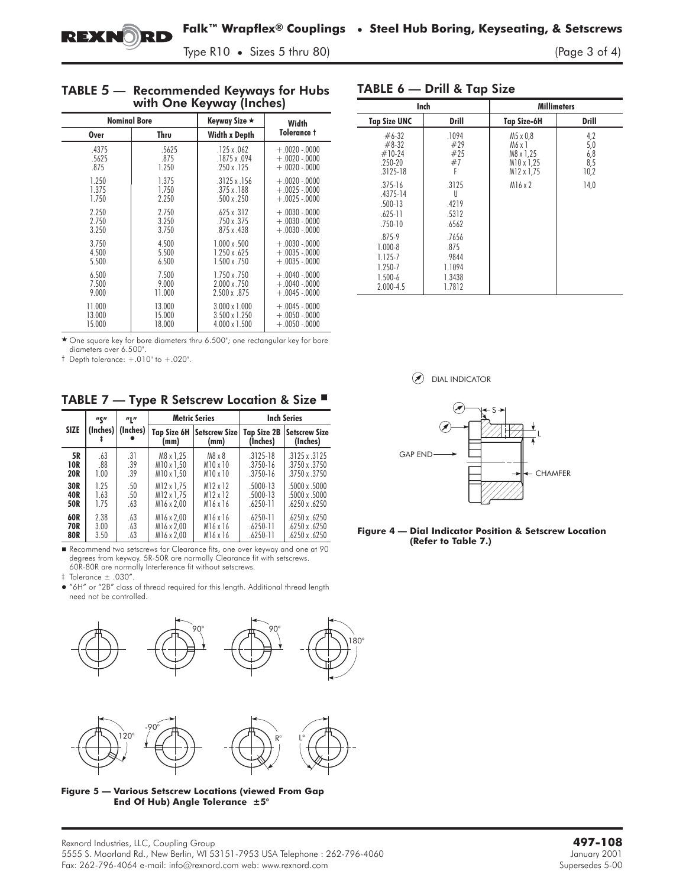## TABLE 5 — Recommended Keyways for Hubs with One Keyway (Inches)

| Nominal Bore | | Keyway Size ★ | Width Tolerance † |
|---|---|---|---|
| Over | Thru | Width x Depth | |
| .4375 | .5625 | .125 x .062 | +.0020 -.0000 |
| .5625 | .875 | .1875 x .094 | +.0020 -.0000 |
| .875 | 1.250 | .250 x .125 | +.0020 -.0000 |
| 1.250 | 1.375 | .3125 x .156 | +.0020 -.0000 |
| 1.375 | 1.750 | .375 x .188 | +.0025 -.0000 |
| 1.750 | 2.250 | .500 x .250 | +.0025 -.0000 |
| 2.250 | 2.750 | .625 x .312 | +.0030 -.0000 |
| 2.750 | 3.250 | .750 x .375 | +.0030 -.0000 |
| 3.250 | 3.750 | .875 x .438 | +.0030 -.0000 |
| 3.750 | 4.500 | 1.000 x .500 | +.0030 -.0000 |
| 4.500 | 5.500 | 1.250 x .625 | +.0035 -.0000 |
| 5.500 | 6.500 | 1.500 x .750 | +.0035 -.0000 |
| 6.500 | 7.500 | 1.750 x .750 | +.0040 -.0000 |
| 7.500 | 9.000 | 2.000 x .750 | +.0040 -.0000 |
| 9.000 | 11.000 | 2.500 x .875 | +.0045 -.0000 |
| 11.000 | 13.000 | 3.000 x 1.000 | +.0045 -.0000 |
| 13.000 | 15.000 | 3.500 x 1.250 | +.0050 -.0000 |
| 15.000 | 18.000 | 4.000 x 1.500 | +.0050 -.0000 |

★ One square key for bore diameters thru 6.500"; one rectangular key for bore diameters over 6.500".

† Depth tolerance: +.010" to +.020".

## TABLE 6 — Drill & Tap Size

| Inch | | Millimeters | |
|---|---|---|---|
| Tap Size UNC | Drill | Tap Size-6H | Drill |
| #6-32 | .1094 | M5 x 0,8 | 4,2 |
| #8-32 | #29 | M6 x 1 | 5,0 |
| #10-24 | #25 | M8 x 1,25 | 6,8 |
| .250-20 | #7 | M10 x 1,25 | 8,5 |
| .3125-18 | F | M12 x 1,75 | 10,2 |
| .375-16 | .3125 | M16 x 2 | 14,0 |
| .4375-14 | U | | |
| .500-13 | .4219 | | |
| .625-11 | .5312 | | |
| .750-10 | .6562 | | |
| .875-9 | .7656 | | |
| 1.000-8 | .875 | | |
| 1.125-7 | .9844 | | |
| 1.250-7 | 1.1094 | | |
| 1.500-6 | 1.3438 | | |
| 2.000-4.5 | 1.7812 | | |

## TABLE 7 — Type R Setscrew Location & Size ■

| SIZE | "S" (Inches) ‡ | "L" (Inches) ● | Metric Series | | Inch Series | |
|---|---|---|---|---|---|---|
| | | | Tap Size 6H (mm) | Setscrew Size (mm) | Tap Size 2B (Inches) | Setscrew Size (Inches) |
| **5R** | .63 | .31 | M8 x 1,25 | M8 x 8 | .3125-18 | .3125 x .3125 |
| **10R** | .88 | .39 | M10 x 1,50 | M10 x 10 | .3750-16 | .3750 x .3750 |
| **20R** | 1.00 | .39 | M10 x 1,50 | M10 x 10 | .3750-16 | .3750 x .3750 |
| **30R** | 1.25 | .50 | M12 x 1,75 | M12 x 12 | .5000-13 | .5000 x .5000 |
| **40R** | 1.63 | .50 | M12 x 1,75 | M12 x 12 | .5000-13 | .5000 x .5000 |
| **50R** | 1.75 | .63 | M16 x 2,00 | M16 x 16 | .6250-11 | .6250 x .6250 |
| **60R** | 2.38 | .63 | M16 x 2,00 | M16 x 16 | .6250-11 | .6250 x .6250 |
| **70R** | 3.00 | .63 | M16 x 2,00 | M16 x 16 | .6250-11 | .6250 x .6250 |
| **80R** | 3.50 | .63 | M16 x 2,00 | M16 x 16 | .6250-11 | .6250 x .6250 |

■ Recommend two setscrews for Clearance fits, one over keyway and one at 90 degrees from keyway. 5R-50R are normally Clearance fit with setscrews. 60R-80R are normally Interference fit without setscrews.

‡ Tolerance ± .030".

● "6H" or "2B" class of thread required for this length. Additional thread length need not be controlled.

DIAL INDICATOR

GAP END — S — L — CHAMFER

**Figure 4 — Dial Indicator Position & Setscrew Location (Refer to Table 7.)**

90° 90° 180° 120° -90° R° L°

**Figure 5 — Various Setscrew Locations (viewed From Gap End Of Hub) Angle Tolerance ±5°**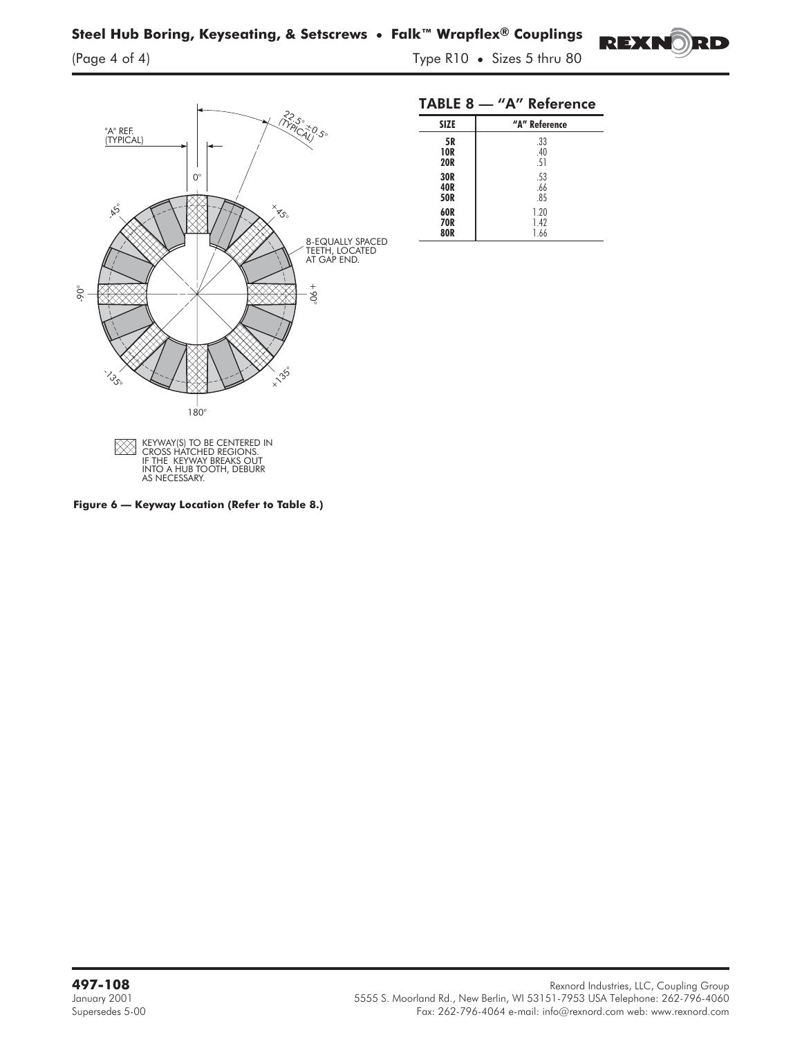"A" REF. (TYPICAL)

22.5° ±0.5° (TYPICAL)

0°

-45°

+45°

8-EQUALLY SPACED TEETH, LOCATED AT GAP END.

-90°

+90°

-135°

+135°

180°

KEYWAY(S) TO BE CENTERED IN CROSS HATCHED REGIONS. IF THE KEYWAY BREAKS OUT INTO A HUB TOOTH, DEBURR AS NECESSARY.

**Figure 6 — Keyway Location (Refer to Table 8.)**

## TABLE 8 — "A" Reference

| SIZE | "A" Reference |
|---|---|
| **5R** | .33 |
| **10R** | .40 |
| **20R** | .51 |
| **30R** | .53 |
| **40R** | .66 |
| **50R** | .85 |
| **60R** | 1.20 |
| **70R** | 1.42 |
| **80R** | 1.66 |

**497-108**
January 2001
Supersedes 5-00

Rexnord Industries, LLC, Coupling Group
5555 S. Moorland Rd., New Berlin, WI 53151-7953 USA Telephone: 262-796-4060
Fax: 262-796-4064 e-mail: info@rexnord.com web: www.rexnord.com